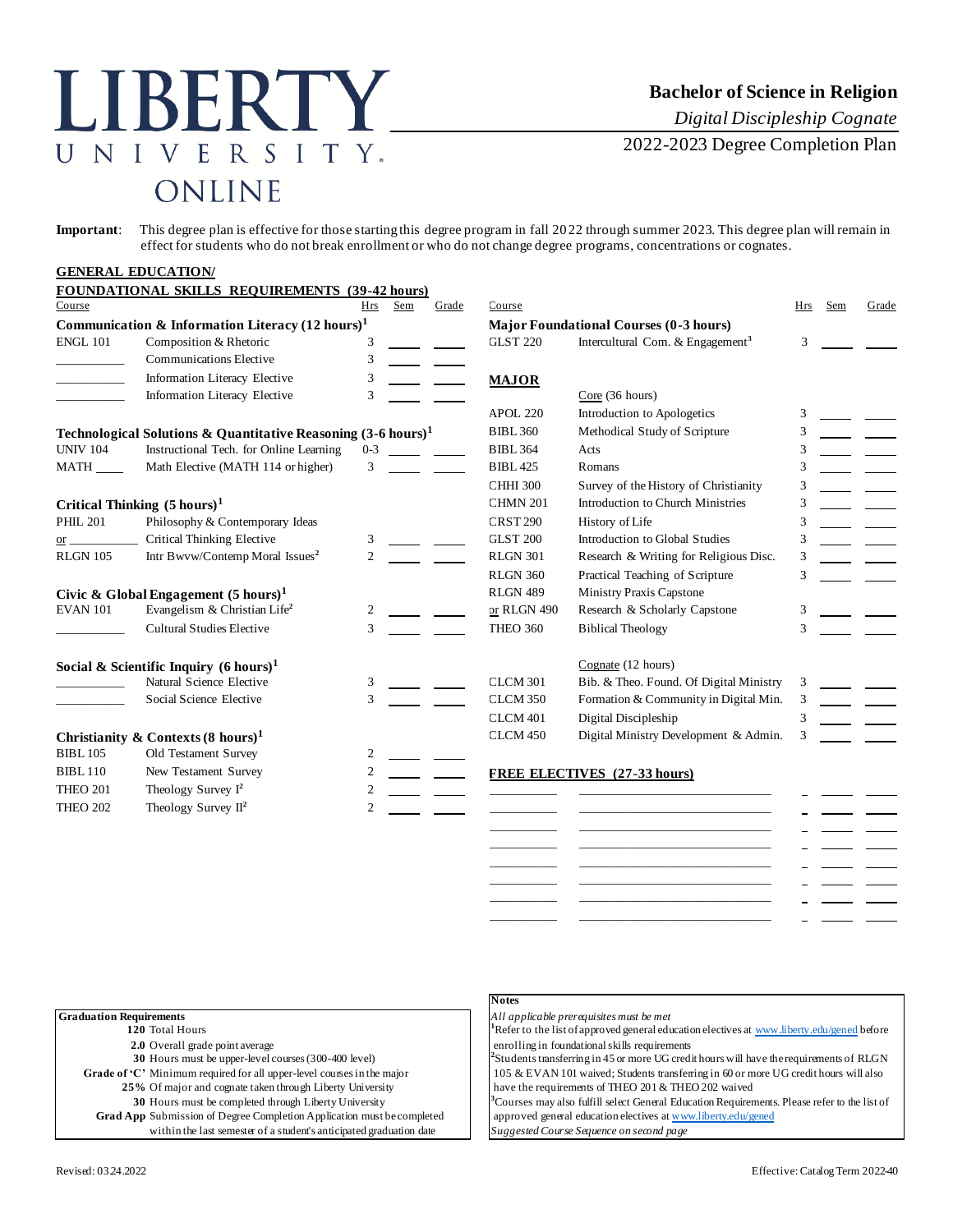# LIBERTY UNIVERSITY ONLINE

## Bachelor of Science in Religion

*Digital Discipleship Cognate*

2022-2023 Degree Completion Plan

**Important**: This degree plan is effective for those starting this degree program in fall 2022 through summer 2023. This degree plan will remain in effect for students who do not break enrollment or who do not change degree programs, concentrations or cognates.

### GENERAL EDUCATION/ FOUNDATIONAL SKILLS REQUIREMENTS (39-42 hours)

| Course | | Hrs | Sem | Grade |
|---|---|---|---|---|
| **Communication & Information Literacy (12 hours)[1]** | | | | |
| ENGL 101 | Composition & Rhetoric | 3 | | |
| ________ | Communications Elective | 3 | | |
| ________ | Information Literacy Elective | 3 | | |
| ________ | Information Literacy Elective | 3 | | |
| **Technological Solutions & Quantitative Reasoning (3-6 hours)[1]** | | | | |
| UNIV 104 | Instructional Tech. for Online Learning | 0-3 | | |
| MATH ____ | Math Elective (MATH 114 or higher) | 3 | | |
| **Critical Thinking (5 hours)[1]** | | | | |
| PHIL 201 | Philosophy & Contemporary Ideas | | | |
| or ________ | Critical Thinking Elective | 3 | | |
| RLGN 105 | Intr Bwvw/Contemp Moral Issues[2] | 2 | | |
| **Civic & Global Engagement (5 hours)[1]** | | | | |
| EVAN 101 | Evangelism & Christian Life[2] | 2 | | |
| ________ | Cultural Studies Elective | 3 | | |
| **Social & Scientific Inquiry (6 hours)[1]** | | | | |
| ________ | Natural Science Elective | 3 | | |
| ________ | Social Science Elective | 3 | | |
| **Christianity & Contexts (8 hours)[1]** | | | | |
| BIBL 105 | Old Testament Survey | 2 | | |
| BIBL 110 | New Testament Survey | 2 | | |
| THEO 201 | Theology Survey I[2] | 2 | | |
| THEO 202 | Theology Survey II[2] | 2 | | |

| Course | | Hrs | Sem | Grade |
|---|---|---|---|---|
| **Major Foundational Courses (0-3 hours)** | | | | |
| GLST 220 | Intercultural Com. & Engagement[3] | 3 | | |

### MAJOR

| Course | | Hrs | Sem | Grade |
|---|---|---|---|---|
| | Core (36 hours) | | | |
| APOL 220 | Introduction to Apologetics | 3 | | |
| BIBL 360 | Methodical Study of Scripture | 3 | | |
| BIBL 364 | Acts | 3 | | |
| BIBL 425 | Romans | 3 | | |
| CHHI 300 | Survey of the History of Christianity | 3 | | |
| CHMN 201 | Introduction to Church Ministries | 3 | | |
| CRST 290 | History of Life | 3 | | |
| GLST 200 | Introduction to Global Studies | 3 | | |
| RLGN 301 | Research & Writing for Religious Disc. | 3 | | |
| RLGN 360 | Practical Teaching of Scripture | 3 | | |
| RLGN 489 | Ministry Praxis Capstone | | | |
| or RLGN 490 | Research & Scholarly Capstone | 3 | | |
| THEO 360 | Biblical Theology | 3 | | |
| | Cognate (12 hours) | | | |
| CLCM 301 | Bib. & Theo. Found. Of Digital Ministry | 3 | | |
| CLCM 350 | Formation & Community in Digital Min. | 3 | | |
| CLCM 401 | Digital Discipleship | 3 | | |
| CLCM 450 | Digital Ministry Development & Admin. | 3 | | |

### FREE ELECTIVES (27-33 hours)

| Course | | Hrs | Sem | Grade |
|---|---|---|---|---|
| | | | | |
| | | | | |
| | | | | |
| | | | | |
| | | | | |
| | | | | |
| | | | | |

**Graduation Requirements**

- **120** Total Hours
- **2.0** Overall grade point average
- **30** Hours must be upper-level courses (300-400 level)
- **Grade of 'C'** Minimum required for all upper-level courses in the major
- **25%** Of major and cognate taken through Liberty University
- **30** Hours must be completed through Liberty University
- **Grad App** Submission of Degree Completion Application must be completed within the last semester of a student's anticipated graduation date

**Notes**

*All applicable prerequisites must be met*

[1]Refer to the list of approved general education electives at www.liberty.edu/gened before enrolling in foundational skills requirements

[2]Students transferring in 45 or more UG credit hours will have the requirements of RLGN 105 & EVAN 101 waived; Students transferring in 60 or more UG credit hours will also have the requirements of THEO 201 & THEO 202 waived

[3]Courses may also fulfill select General Education Requirements. Please refer to the list of approved general education electives at www.liberty.edu/gened

*Suggested Course Sequence on second page*

Revised: 03.24.2022

Effective: Catalog Term 202240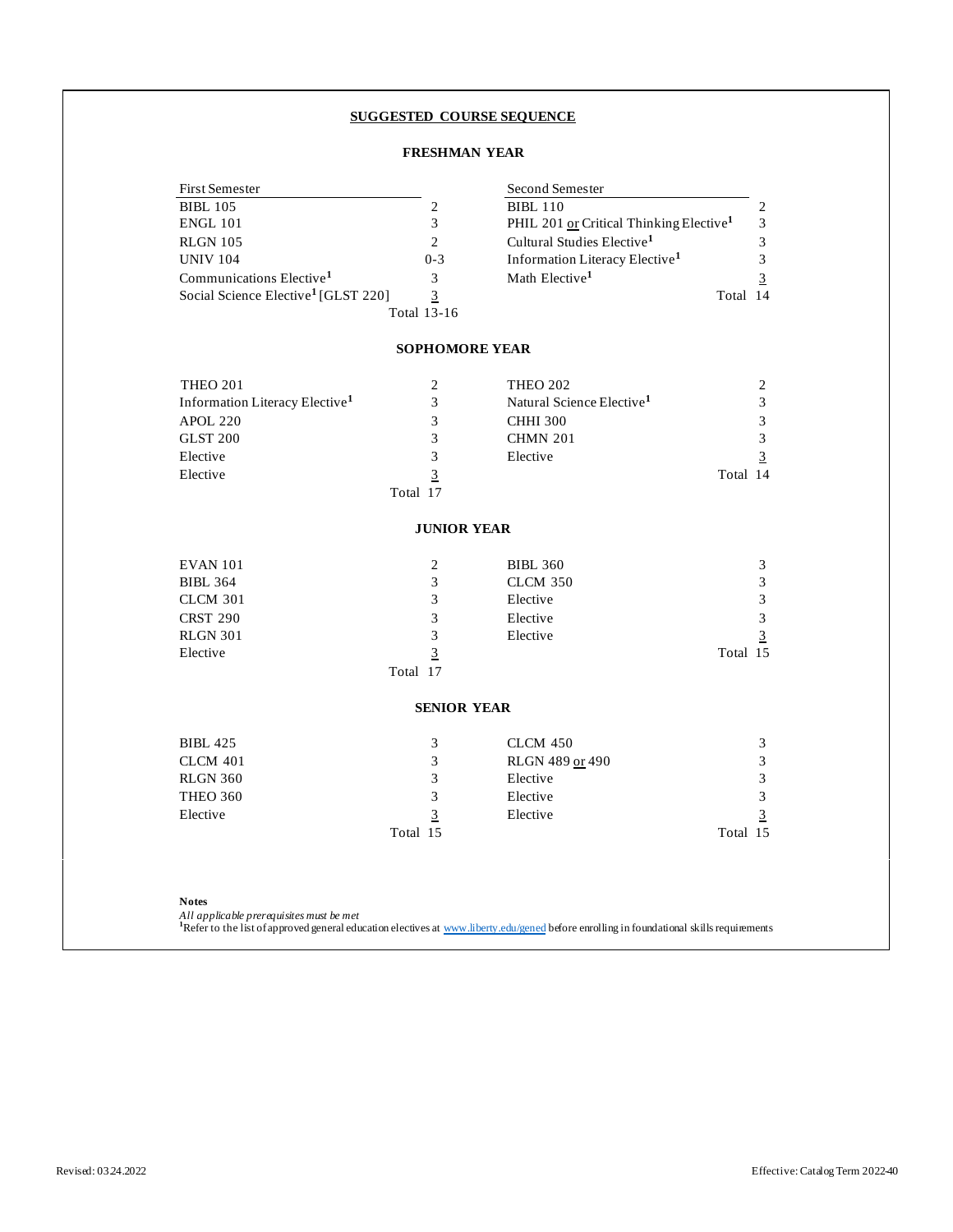## SUGGESTED COURSE SEQUENCE

### FRESHMAN YEAR

| First Semester | | Second Semester | |
|---|---|---|---|
| BIBL 105 | 2 | BIBL 110 | 2 |
| ENGL 101 | 3 | PHIL 201 or Critical Thinking Elective[1] | 3 |
| RLGN 105 | 2 | Cultural Studies Elective[1] | 3 |
| UNIV 104 | 0-3 | Information Literacy Elective[1] | 3 |
| Communications Elective[1] | 3 | Math Elective[1] | 3 |
| Social Science Elective[1] [GLST 220] | 3 | Total | 14 |
| Total | 13-16 | | |

### SOPHOMORE YEAR

| | | | |
|---|---|---|---|
| THEO 201 | 2 | THEO 202 | 2 |
| Information Literacy Elective[1] | 3 | Natural Science Elective[1] | 3 |
| APOL 220 | 3 | CHHI 300 | 3 |
| GLST 200 | 3 | CHMN 201 | 3 |
| Elective | 3 | Elective | 3 |
| Elective | 3 | Total | 14 |
| Total | 17 | | |

### JUNIOR YEAR

| | | | |
|---|---|---|---|
| EVAN 101 | 2 | BIBL 360 | 3 |
| BIBL 364 | 3 | CLCM 350 | 3 |
| CLCM 301 | 3 | Elective | 3 |
| CRST 290 | 3 | Elective | 3 |
| RLGN 301 | 3 | Elective | 3 |
| Elective | 3 | Total | 15 |
| Total | 17 | | |

### SENIOR YEAR

| | | | |
|---|---|---|---|
| BIBL 425 | 3 | CLCM 450 | 3 |
| CLCM 401 | 3 | RLGN 489 or 490 | 3 |
| RLGN 360 | 3 | Elective | 3 |
| THEO 360 | 3 | Elective | 3 |
| Elective | 3 | Elective | 3 |
| Total | 15 | Total | 15 |

**Notes**

*All applicable prerequisites must be met*

[1]Refer to the list of approved general education electives at www.liberty.edu/gened before enrolling in foundational skills requirements

Revised: 03.24.2022

Effective: Catalog Term 2022-40